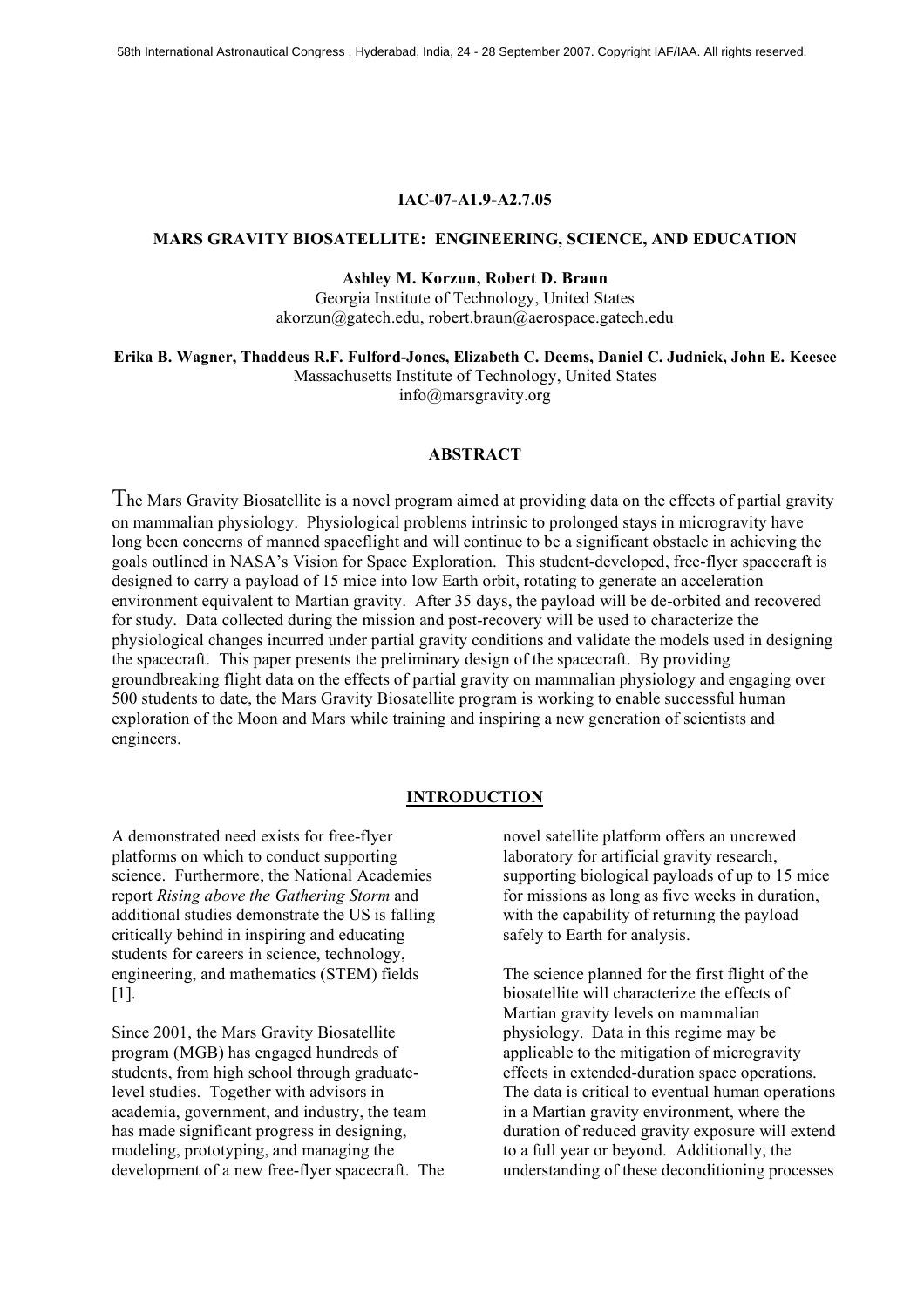IAC-07-A1.9-A2.7.05

# MARS GRAVITY BIOSATELLITE: ENGINEERING, SCIENCE, AND EDUCATION

**Ashley M. Korzun, Robert D. Braun**
Georgia Institute of Technology, United States
akorzun@gatech.edu, robert.braun@aerospace.gatech.edu

**Erika B. Wagner, Thaddeus R.F. Fulford-Jones, Elizabeth C. Deems, Daniel C. Judnick, John E. Keesee**
Massachusetts Institute of Technology, United States
info@marsgravity.org

## ABSTRACT

The Mars Gravity Biosatellite is a novel program aimed at providing data on the effects of partial gravity on mammalian physiology. Physiological problems intrinsic to prolonged stays in microgravity have long been concerns of manned spaceflight and will continue to be a significant obstacle in achieving the goals outlined in NASA's Vision for Space Exploration. This student-developed, free-flyer spacecraft is designed to carry a payload of 15 mice into low Earth orbit, rotating to generate an acceleration environment equivalent to Martian gravity. After 35 days, the payload will be de-orbited and recovered for study. Data collected during the mission and post-recovery will be used to characterize the physiological changes incurred under partial gravity conditions and validate the models used in designing the spacecraft. This paper presents the preliminary design of the spacecraft. By providing groundbreaking flight data on the effects of partial gravity on mammalian physiology and engaging over 500 students to date, the Mars Gravity Biosatellite program is working to enable successful human exploration of the Moon and Mars while training and inspiring a new generation of scientists and engineers.

## INTRODUCTION

A demonstrated need exists for free-flyer platforms on which to conduct supporting science. Furthermore, the National Academies report *Rising above the Gathering Storm* and additional studies demonstrate the US is falling critically behind in inspiring and educating students for careers in science, technology, engineering, and mathematics (STEM) fields [1].

Since 2001, the Mars Gravity Biosatellite program (MGB) has engaged hundreds of students, from high school through graduate-level studies. Together with advisors in academia, government, and industry, the team has made significant progress in designing, modeling, prototyping, and managing the development of a new free-flyer spacecraft. The novel satellite platform offers an uncrewed laboratory for artificial gravity research, supporting biological payloads of up to 15 mice for missions as long as five weeks in duration, with the capability of returning the payload safely to Earth for analysis.

The science planned for the first flight of the biosatellite will characterize the effects of Martian gravity levels on mammalian physiology. Data in this regime may be applicable to the mitigation of microgravity effects in extended-duration space operations. The data is critical to eventual human operations in a Martian gravity environment, where the duration of reduced gravity exposure will extend to a full year or beyond. Additionally, the understanding of these deconditioning processes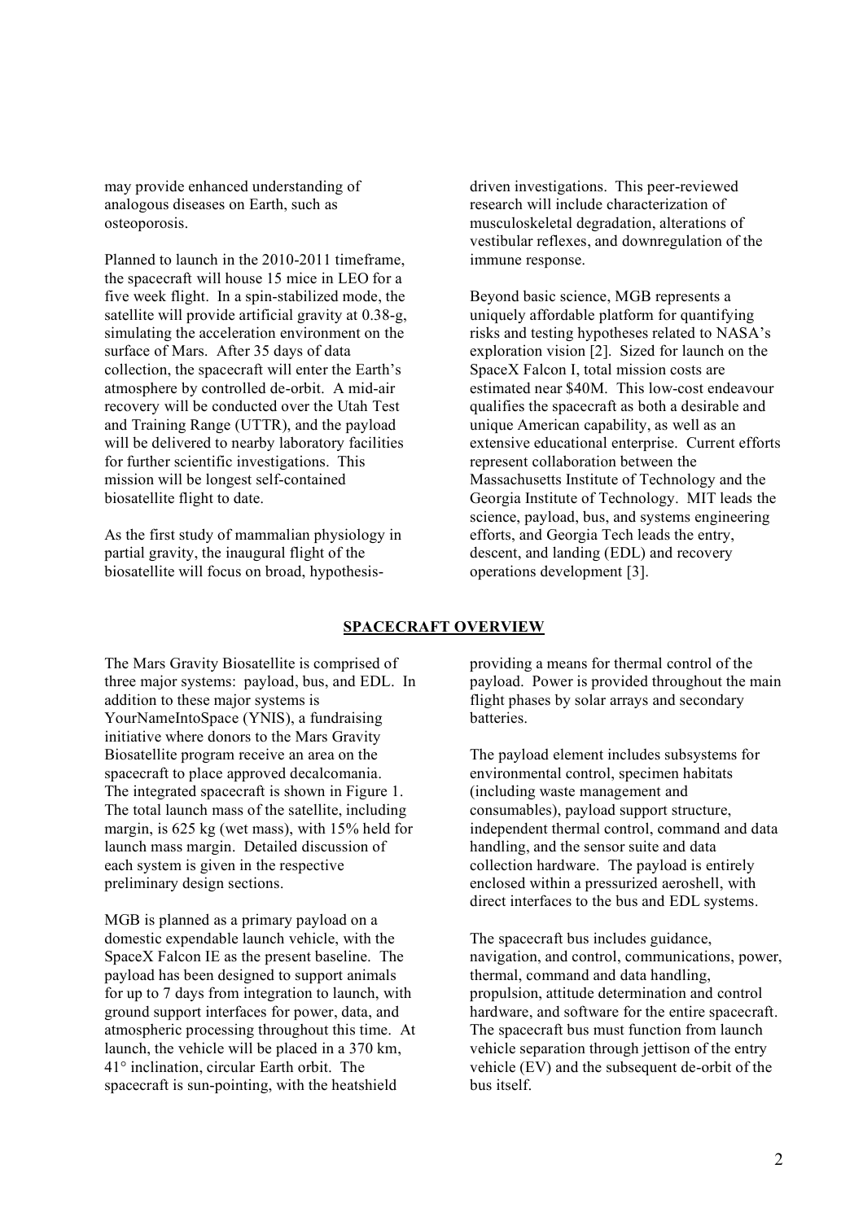may provide enhanced understanding of analogous diseases on Earth, such as osteoporosis.

Planned to launch in the 2010-2011 timeframe, the spacecraft will house 15 mice in LEO for a five week flight. In a spin-stabilized mode, the satellite will provide artificial gravity at 0.38-g, simulating the acceleration environment on the surface of Mars. After 35 days of data collection, the spacecraft will enter the Earth's atmosphere by controlled de-orbit. A mid-air recovery will be conducted over the Utah Test and Training Range (UTTR), and the payload will be delivered to nearby laboratory facilities for further scientific investigations. This mission will be longest self-contained biosatellite flight to date.

As the first study of mammalian physiology in partial gravity, the inaugural flight of the biosatellite will focus on broad, hypothesis-driven investigations. This peer-reviewed research will include characterization of musculoskeletal degradation, alterations of vestibular reflexes, and downregulation of the immune response.

Beyond basic science, MGB represents a uniquely affordable platform for quantifying risks and testing hypotheses related to NASA's exploration vision [2]. Sized for launch on the SpaceX Falcon I, total mission costs are estimated near $40M. This low-cost endeavour qualifies the spacecraft as both a desirable and unique American capability, as well as an extensive educational enterprise. Current efforts represent collaboration between the Massachusetts Institute of Technology and the Georgia Institute of Technology. MIT leads the science, payload, bus, and systems engineering efforts, and Georgia Tech leads the entry, descent, and landing (EDL) and recovery operations development [3].

## SPACECRAFT OVERVIEW

The Mars Gravity Biosatellite is comprised of three major systems: payload, bus, and EDL. In addition to these major systems is YourNameIntoSpace (YNIS), a fundraising initiative where donors to the Mars Gravity Biosatellite program receive an area on the spacecraft to place approved decalcomania. The integrated spacecraft is shown in Figure 1. The total launch mass of the satellite, including margin, is 625 kg (wet mass), with 15% held for launch mass margin. Detailed discussion of each system is given in the respective preliminary design sections.

MGB is planned as a primary payload on a domestic expendable launch vehicle, with the SpaceX Falcon IE as the present baseline. The payload has been designed to support animals for up to 7 days from integration to launch, with ground support interfaces for power, data, and atmospheric processing throughout this time. At launch, the vehicle will be placed in a 370 km, 41° inclination, circular Earth orbit. The spacecraft is sun-pointing, with the heatshield providing a means for thermal control of the payload. Power is provided throughout the main flight phases by solar arrays and secondary batteries.

The payload element includes subsystems for environmental control, specimen habitats (including waste management and consumables), payload support structure, independent thermal control, command and data handling, and the sensor suite and data collection hardware. The payload is entirely enclosed within a pressurized aeroshell, with direct interfaces to the bus and EDL systems.

The spacecraft bus includes guidance, navigation, and control, communications, power, thermal, command and data handling, propulsion, attitude determination and control hardware, and software for the entire spacecraft. The spacecraft bus must function from launch vehicle separation through jettison of the entry vehicle (EV) and the subsequent de-orbit of the bus itself.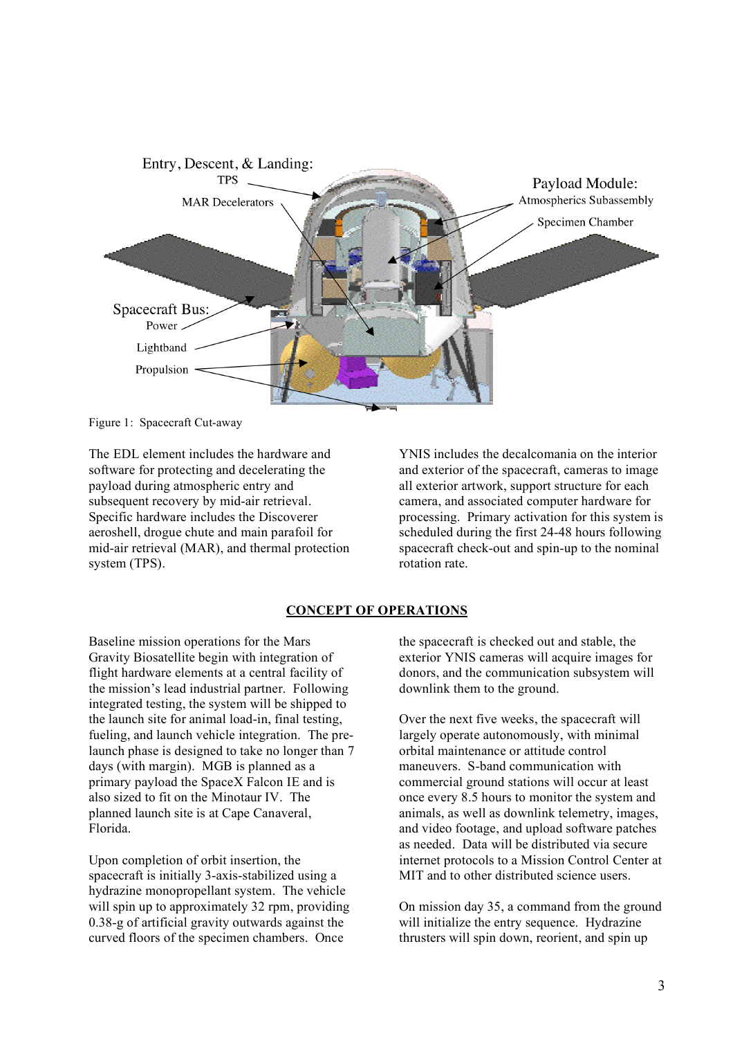Figure 1: Spacecraft Cut-away

The EDL element includes the hardware and software for protecting and decelerating the payload during atmospheric entry and subsequent recovery by mid-air retrieval. Specific hardware includes the Discoverer aeroshell, drogue chute and main parafoil for mid-air retrieval (MAR), and thermal protection system (TPS).

YNIS includes the decalcomania on the interior and exterior of the spacecraft, cameras to image all exterior artwork, support structure for each camera, and associated computer hardware for processing. Primary activation for this system is scheduled during the first 24-48 hours following spacecraft check-out and spin-up to the nominal rotation rate.

## CONCEPT OF OPERATIONS

Baseline mission operations for the Mars Gravity Biosatellite begin with integration of flight hardware elements at a central facility of the mission's lead industrial partner. Following integrated testing, the system will be shipped to the launch site for animal load-in, final testing, fueling, and launch vehicle integration. The pre-launch phase is designed to take no longer than 7 days (with margin). MGB is planned as a primary payload the SpaceX Falcon IE and is also sized to fit on the Minotaur IV. The planned launch site is at Cape Canaveral, Florida.

Upon completion of orbit insertion, the spacecraft is initially 3-axis-stabilized using a hydrazine monopropellant system. The vehicle will spin up to approximately 32 rpm, providing 0.38-g of artificial gravity outwards against the curved floors of the specimen chambers. Once the spacecraft is checked out and stable, the exterior YNIS cameras will acquire images for donors, and the communication subsystem will downlink them to the ground.

Over the next five weeks, the spacecraft will largely operate autonomously, with minimal orbital maintenance or attitude control maneuvers. S-band communication with commercial ground stations will occur at least once every 8.5 hours to monitor the system and animals, as well as downlink telemetry, images, and video footage, and upload software patches as needed. Data will be distributed via secure internet protocols to a Mission Control Center at MIT and to other distributed science users.

On mission day 35, a command from the ground will initialize the entry sequence. Hydrazine thrusters will spin down, reorient, and spin up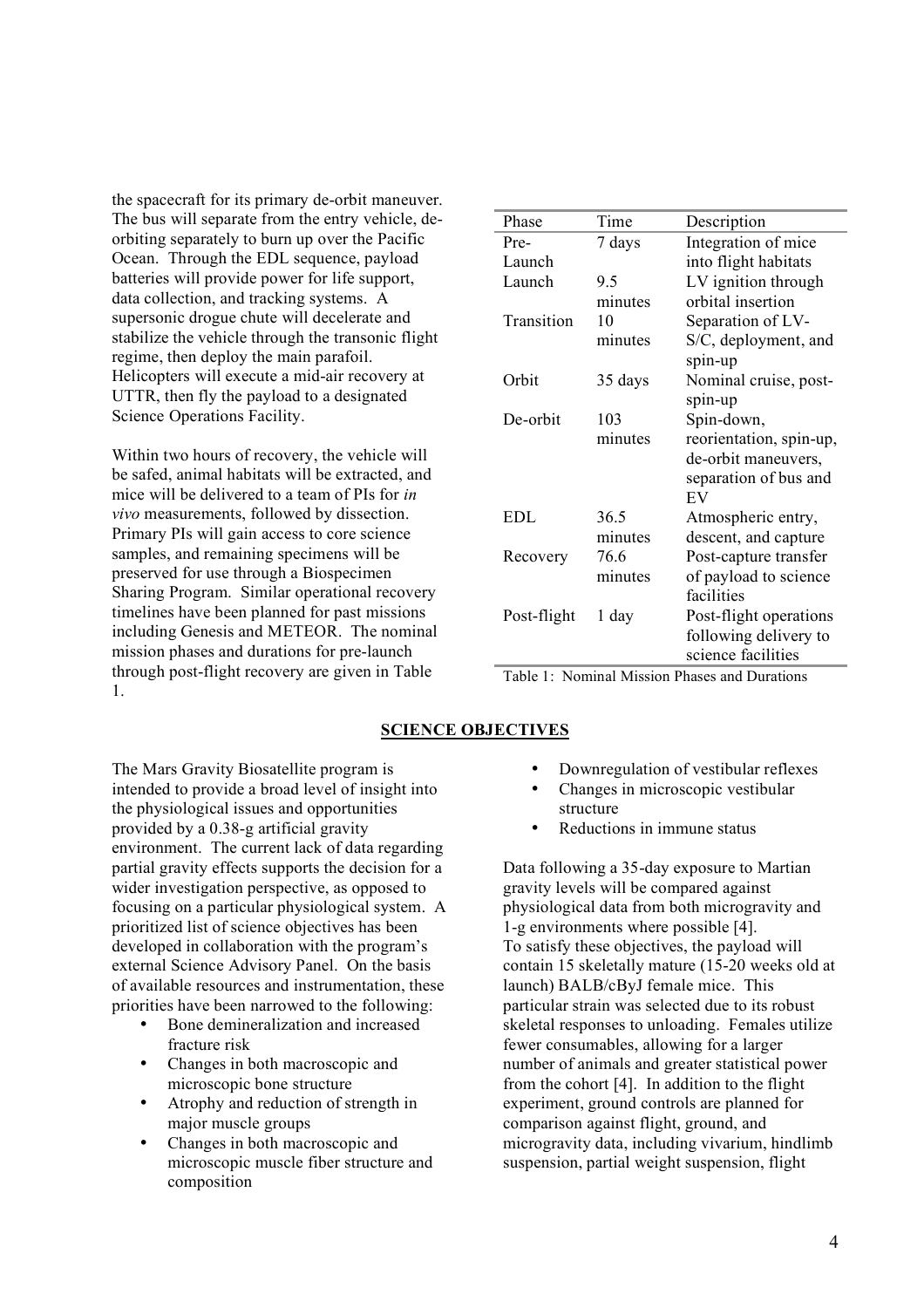the spacecraft for its primary de-orbit maneuver. The bus will separate from the entry vehicle, de-orbiting separately to burn up over the Pacific Ocean. Through the EDL sequence, payload batteries will provide power for life support, data collection, and tracking systems. A supersonic drogue chute will decelerate and stabilize the vehicle through the transonic flight regime, then deploy the main parafoil. Helicopters will execute a mid-air recovery at UTTR, then fly the payload to a designated Science Operations Facility.

Within two hours of recovery, the vehicle will be safed, animal habitats will be extracted, and mice will be delivered to a team of PIs for *in vivo* measurements, followed by dissection. Primary PIs will gain access to core science samples, and remaining specimens will be preserved for use through a Biospecimen Sharing Program. Similar operational recovery timelines have been planned for past missions including Genesis and METEOR. The nominal mission phases and durations for pre-launch through post-flight recovery are given in Table 1.

| Phase | Time | Description |
|---|---|---|
| Pre-Launch | 7 days | Integration of mice into flight habitats |
| Launch | 9.5 minutes | LV ignition through orbital insertion |
| Transition | 10 minutes | Separation of LV-S/C, deployment, and spin-up |
| Orbit | 35 days | Nominal cruise, post-spin-up |
| De-orbit | 103 minutes | Spin-down, reorientation, spin-up, de-orbit maneuvers, separation of bus and EV |
| EDL | 36.5 minutes | Atmospheric entry, descent, and capture |
| Recovery | 76.6 minutes | Post-capture transfer of payload to science facilities |
| Post-flight | 1 day | Post-flight operations following delivery to science facilities |

Table 1: Nominal Mission Phases and Durations

## SCIENCE OBJECTIVES

The Mars Gravity Biosatellite program is intended to provide a broad level of insight into the physiological issues and opportunities provided by a 0.38-g artificial gravity environment. The current lack of data regarding partial gravity effects supports the decision for a wider investigation perspective, as opposed to focusing on a particular physiological system. A prioritized list of science objectives has been developed in collaboration with the program's external Science Advisory Panel. On the basis of available resources and instrumentation, these priorities have been narrowed to the following:

- Bone demineralization and increased fracture risk
- Changes in both macroscopic and microscopic bone structure
- Atrophy and reduction of strength in major muscle groups
- Changes in both macroscopic and microscopic muscle fiber structure and composition
- Downregulation of vestibular reflexes
- Changes in microscopic vestibular structure
- Reductions in immune status

Data following a 35-day exposure to Martian gravity levels will be compared against physiological data from both microgravity and 1-g environments where possible [4].
To satisfy these objectives, the payload will contain 15 skeletally mature (15-20 weeks old at launch) BALB/cByJ female mice. This particular strain was selected due to its robust skeletal responses to unloading. Females utilize fewer consumables, allowing for a larger number of animals and greater statistical power from the cohort [4]. In addition to the flight experiment, ground controls are planned for comparison against flight, ground, and microgravity data, including vivarium, hindlimb suspension, partial weight suspension, flight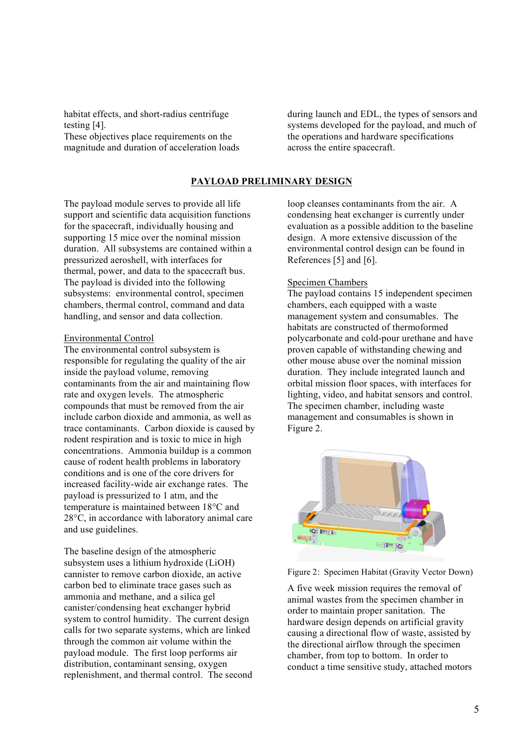habitat effects, and short-radius centrifuge testing [4].

These objectives place requirements on the magnitude and duration of acceleration loads during launch and EDL, the types of sensors and systems developed for the payload, and much of the operations and hardware specifications across the entire spacecraft.

## PAYLOAD PRELIMINARY DESIGN

The payload module serves to provide all life support and scientific data acquisition functions for the spacecraft, individually housing and supporting 15 mice over the nominal mission duration. All subsystems are contained within a pressurized aeroshell, with interfaces for thermal, power, and data to the spacecraft bus. The payload is divided into the following subsystems: environmental control, specimen chambers, thermal control, command and data handling, and sensor and data collection.

### Environmental Control

The environmental control subsystem is responsible for regulating the quality of the air inside the payload volume, removing contaminants from the air and maintaining flow rate and oxygen levels. The atmospheric compounds that must be removed from the air include carbon dioxide and ammonia, as well as trace contaminants. Carbon dioxide is caused by rodent respiration and is toxic to mice in high concentrations. Ammonia buildup is a common cause of rodent health problems in laboratory conditions and is one of the core drivers for increased facility-wide air exchange rates. The payload is pressurized to 1 atm, and the temperature is maintained between 18°C and 28°C, in accordance with laboratory animal care and use guidelines.

The baseline design of the atmospheric subsystem uses a lithium hydroxide (LiOH) cannister to remove carbon dioxide, an active carbon bed to eliminate trace gases such as ammonia and methane, and a silica gel canister/condensing heat exchanger hybrid system to control humidity. The current design calls for two separate systems, which are linked through the common air volume within the payload module. The first loop performs air distribution, contaminant sensing, oxygen replenishment, and thermal control. The second loop cleanses contaminants from the air. A condensing heat exchanger is currently under evaluation as a possible addition to the baseline design. A more extensive discussion of the environmental control design can be found in References [5] and [6].

### Specimen Chambers

The payload contains 15 independent specimen chambers, each equipped with a waste management system and consumables. The habitats are constructed of thermoformed polycarbonate and cold-pour urethane and have proven capable of withstanding chewing and other mouse abuse over the nominal mission duration. They include integrated launch and orbital mission floor spaces, with interfaces for lighting, video, and habitat sensors and control. The specimen chamber, including waste management and consumables is shown in Figure 2.

Figure 2: Specimen Habitat (Gravity Vector Down)

A five week mission requires the removal of animal wastes from the specimen chamber in order to maintain proper sanitation. The hardware design depends on artificial gravity causing a directional flow of waste, assisted by the directional airflow through the specimen chamber, from top to bottom. In order to conduct a time sensitive study, attached motors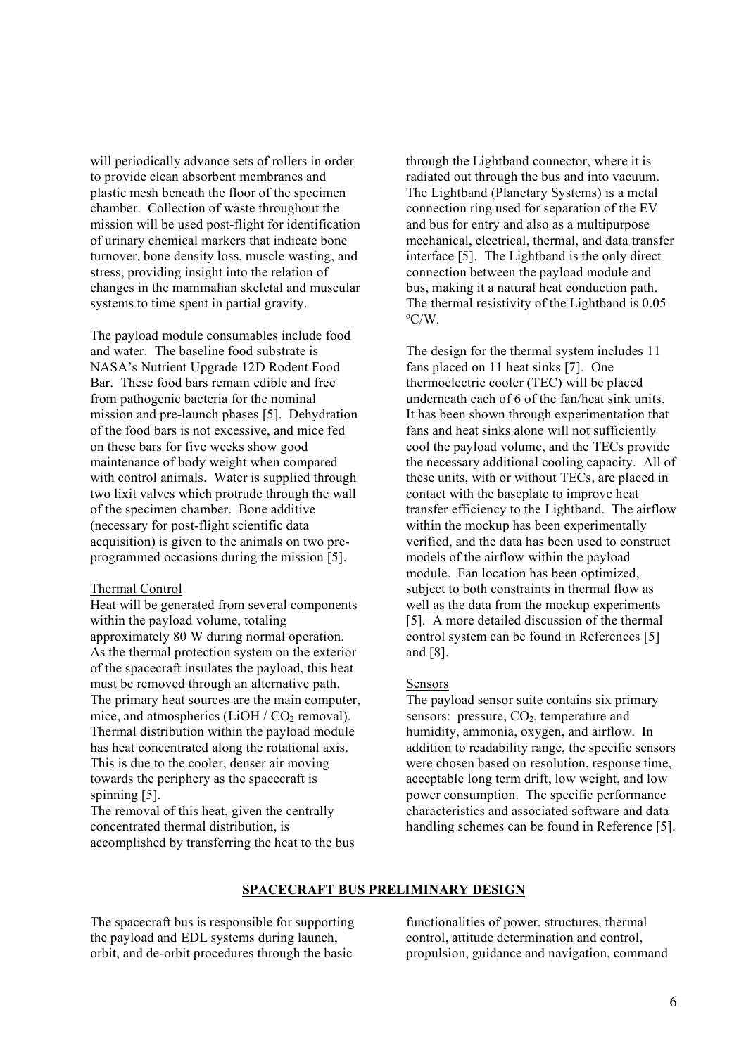will periodically advance sets of rollers in order to provide clean absorbent membranes and plastic mesh beneath the floor of the specimen chamber. Collection of waste throughout the mission will be used post-flight for identification of urinary chemical markers that indicate bone turnover, bone density loss, muscle wasting, and stress, providing insight into the relation of changes in the mammalian skeletal and muscular systems to time spent in partial gravity.

The payload module consumables include food and water. The baseline food substrate is NASA's Nutrient Upgrade 12D Rodent Food Bar. These food bars remain edible and free from pathogenic bacteria for the nominal mission and pre-launch phases [5]. Dehydration of the food bars is not excessive, and mice fed on these bars for five weeks show good maintenance of body weight when compared with control animals. Water is supplied through two lixit valves which protrude through the wall of the specimen chamber. Bone additive (necessary for post-flight scientific data acquisition) is given to the animals on two pre-programmed occasions during the mission [5].

### Thermal Control

Heat will be generated from several components within the payload volume, totaling approximately 80 W during normal operation. As the thermal protection system on the exterior of the spacecraft insulates the payload, this heat must be removed through an alternative path. The primary heat sources are the main computer, mice, and atmospherics (LiOH / $CO_2$ removal). Thermal distribution within the payload module has heat concentrated along the rotational axis. This is due to the cooler, denser air moving towards the periphery as the spacecraft is spinning [5].

The removal of this heat, given the centrally concentrated thermal distribution, is accomplished by transferring the heat to the bus through the Lightband connector, where it is radiated out through the bus and into vacuum. The Lightband (Planetary Systems) is a metal connection ring used for separation of the EV and bus for entry and also as a multipurpose mechanical, electrical, thermal, and data transfer interface [5]. The Lightband is the only direct connection between the payload module and bus, making it a natural heat conduction path. The thermal resistivity of the Lightband is 0.05 ºC/W.

The design for the thermal system includes 11 fans placed on 11 heat sinks [7]. One thermoelectric cooler (TEC) will be placed underneath each of 6 of the fan/heat sink units. It has been shown through experimentation that fans and heat sinks alone will not sufficiently cool the payload volume, and the TECs provide the necessary additional cooling capacity. All of these units, with or without TECs, are placed in contact with the baseplate to improve heat transfer efficiency to the Lightband. The airflow within the mockup has been experimentally verified, and the data has been used to construct models of the airflow within the payload module. Fan location has been optimized, subject to both constraints in thermal flow as well as the data from the mockup experiments [5]. A more detailed discussion of the thermal control system can be found in References [5] and [8].

### Sensors

The payload sensor suite contains six primary sensors: pressure, $CO_2$, temperature and humidity, ammonia, oxygen, and airflow. In addition to readability range, the specific sensors were chosen based on resolution, response time, acceptable long term drift, low weight, and low power consumption. The specific performance characteristics and associated software and data handling schemes can be found in Reference [5].

## SPACECRAFT BUS PRELIMINARY DESIGN

The spacecraft bus is responsible for supporting the payload and EDL systems during launch, orbit, and de-orbit procedures through the basic functionalities of power, structures, thermal control, attitude determination and control, propulsion, guidance and navigation, command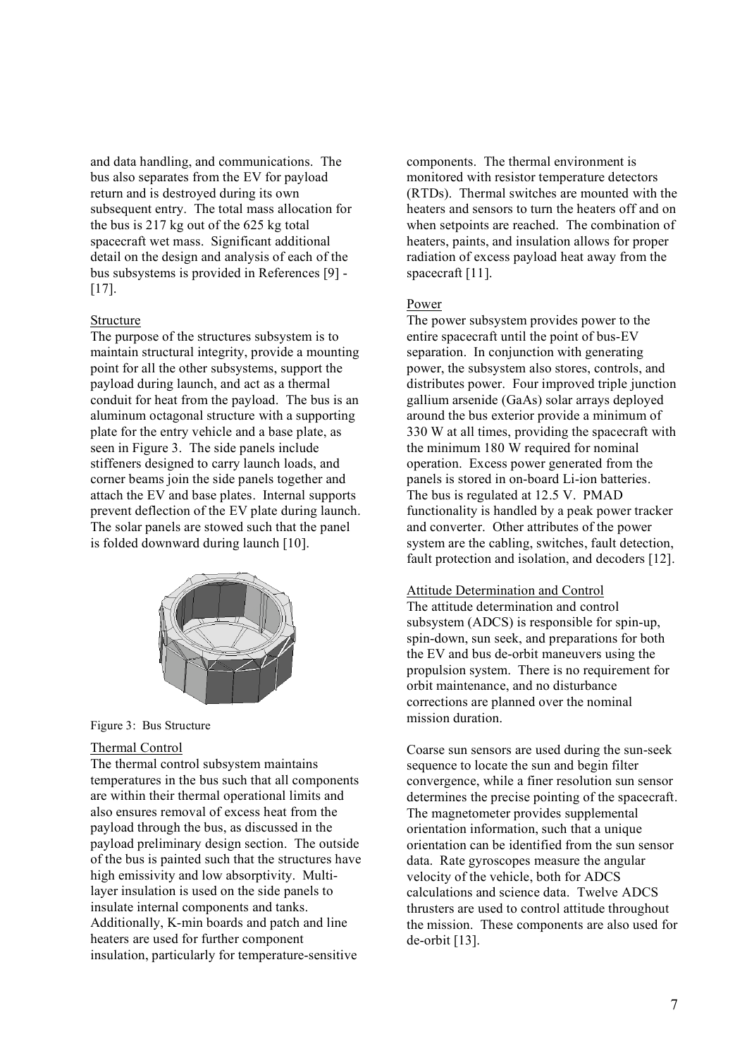and data handling, and communications. The bus also separates from the EV for payload return and is destroyed during its own subsequent entry. The total mass allocation for the bus is 217 kg out of the 625 kg total spacecraft wet mass. Significant additional detail on the design and analysis of each of the bus subsystems is provided in References [9] - [17].

### Structure

The purpose of the structures subsystem is to maintain structural integrity, provide a mounting point for all the other subsystems, support the payload during launch, and act as a thermal conduit for heat from the payload. The bus is an aluminum octagonal structure with a supporting plate for the entry vehicle and a base plate, as seen in Figure 3. The side panels include stiffeners designed to carry launch loads, and corner beams join the side panels together and attach the EV and base plates. Internal supports prevent deflection of the EV plate during launch. The solar panels are stowed such that the panel is folded downward during launch [10].

Figure 3: Bus Structure

### Thermal Control

The thermal control subsystem maintains temperatures in the bus such that all components are within their thermal operational limits and also ensures removal of excess heat from the payload through the bus, as discussed in the payload preliminary design section. The outside of the bus is painted such that the structures have high emissivity and low absorptivity. Multi-layer insulation is used on the side panels to insulate internal components and tanks. Additionally, K-min boards and patch and line heaters are used for further component insulation, particularly for temperature-sensitive components. The thermal environment is monitored with resistor temperature detectors (RTDs). Thermal switches are mounted with the heaters and sensors to turn the heaters off and on when setpoints are reached. The combination of heaters, paints, and insulation allows for proper radiation of excess payload heat away from the spacecraft [11].

### Power

The power subsystem provides power to the entire spacecraft until the point of bus-EV separation. In conjunction with generating power, the subsystem also stores, controls, and distributes power. Four improved triple junction gallium arsenide (GaAs) solar arrays deployed around the bus exterior provide a minimum of 330 W at all times, providing the spacecraft with the minimum 180 W required for nominal operation. Excess power generated from the panels is stored in on-board Li-ion batteries. The bus is regulated at 12.5 V. PMAD functionality is handled by a peak power tracker and converter. Other attributes of the power system are the cabling, switches, fault detection, fault protection and isolation, and decoders [12].

### Attitude Determination and Control

The attitude determination and control subsystem (ADCS) is responsible for spin-up, spin-down, sun seek, and preparations for both the EV and bus de-orbit maneuvers using the propulsion system. There is no requirement for orbit maintenance, and no disturbance corrections are planned over the nominal mission duration.

Coarse sun sensors are used during the sun-seek sequence to locate the sun and begin filter convergence, while a finer resolution sun sensor determines the precise pointing of the spacecraft. The magnetometer provides supplemental orientation information, such that a unique orientation can be identified from the sun sensor data. Rate gyroscopes measure the angular velocity of the vehicle, both for ADCS calculations and science data. Twelve ADCS thrusters are used to control attitude throughout the mission. These components are also used for de-orbit [13].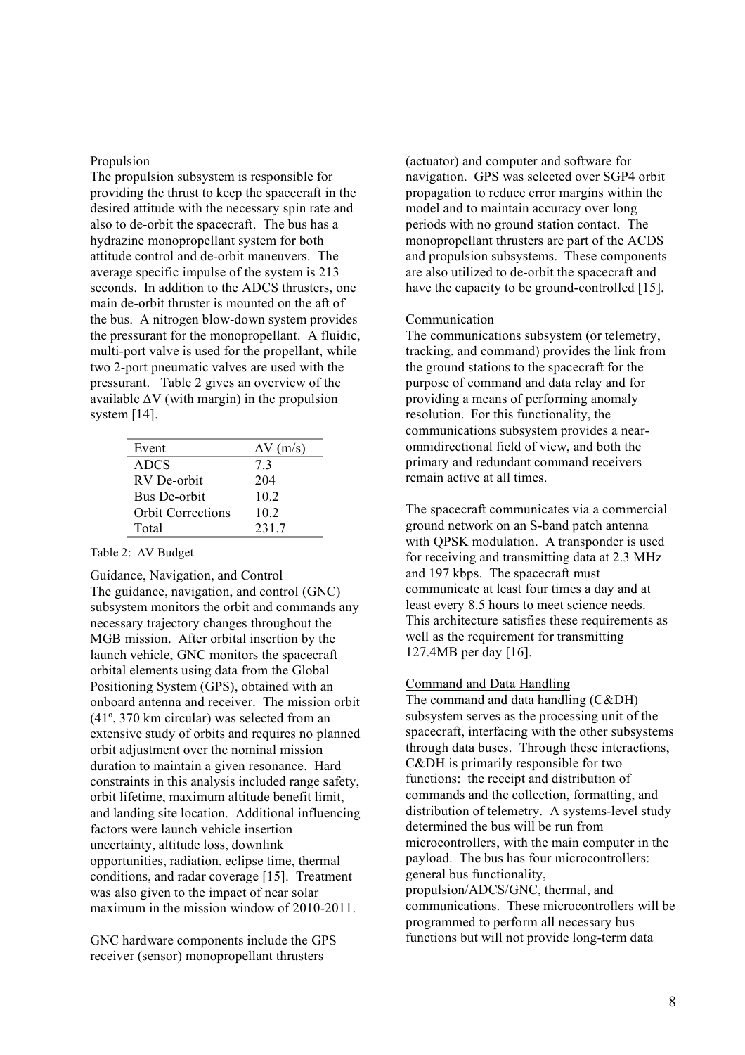### Propulsion

The propulsion subsystem is responsible for providing the thrust to keep the spacecraft in the desired attitude with the necessary spin rate and also to de-orbit the spacecraft. The bus has a hydrazine monopropellant system for both attitude control and de-orbit maneuvers. The average specific impulse of the system is 213 seconds. In addition to the ADCS thrusters, one main de-orbit thruster is mounted on the aft of the bus. A nitrogen blow-down system provides the pressurant for the monopropellant. A fluidic, multi-port valve is used for the propellant, while two 2-port pneumatic valves are used with the pressurant. Table 2 gives an overview of the available $\Delta V$ (with margin) in the propulsion system [14].

| Event | $\Delta V$ (m/s) |
|---|---|
| ADCS | 7.3 |
| RV De-orbit | 204 |
| Bus De-orbit | 10.2 |
| Orbit Corrections | 10.2 |
| Total | 231.7 |

Table 2: $\Delta V$ Budget

### Guidance, Navigation, and Control

The guidance, navigation, and control (GNC) subsystem monitors the orbit and commands any necessary trajectory changes throughout the MGB mission. After orbital insertion by the launch vehicle, GNC monitors the spacecraft orbital elements using data from the Global Positioning System (GPS), obtained with an onboard antenna and receiver. The mission orbit (41º, 370 km circular) was selected from an extensive study of orbits and requires no planned orbit adjustment over the nominal mission duration to maintain a given resonance. Hard constraints in this analysis included range safety, orbit lifetime, maximum altitude benefit limit, and landing site location. Additional influencing factors were launch vehicle insertion uncertainty, altitude loss, downlink opportunities, radiation, eclipse time, thermal conditions, and radar coverage [15]. Treatment was also given to the impact of near solar maximum in the mission window of 2010-2011.

GNC hardware components include the GPS receiver (sensor) monopropellant thrusters (actuator) and computer and software for navigation. GPS was selected over SGP4 orbit propagation to reduce error margins within the model and to maintain accuracy over long periods with no ground station contact. The monopropellant thrusters are part of the ACDS and propulsion subsystems. These components are also utilized to de-orbit the spacecraft and have the capacity to be ground-controlled [15].

### Communication

The communications subsystem (or telemetry, tracking, and command) provides the link from the ground stations to the spacecraft for the purpose of command and data relay and for providing a means of performing anomaly resolution. For this functionality, the communications subsystem provides a near-omnidirectional field of view, and both the primary and redundant command receivers remain active at all times.

The spacecraft communicates via a commercial ground network on an S-band patch antenna with QPSK modulation. A transponder is used for receiving and transmitting data at 2.3 MHz and 197 kbps. The spacecraft must communicate at least four times a day and at least every 8.5 hours to meet science needs. This architecture satisfies these requirements as well as the requirement for transmitting 127.4MB per day [16].

### Command and Data Handling

The command and data handling (C&DH) subsystem serves as the processing unit of the spacecraft, interfacing with the other subsystems through data buses. Through these interactions, C&DH is primarily responsible for two functions: the receipt and distribution of commands and the collection, formatting, and distribution of telemetry. A systems-level study determined the bus will be run from microcontrollers, with the main computer in the payload. The bus has four microcontrollers: general bus functionality, propulsion/ADCS/GNC, thermal, and communications. These microcontrollers will be programmed to perform all necessary bus functions but will not provide long-term data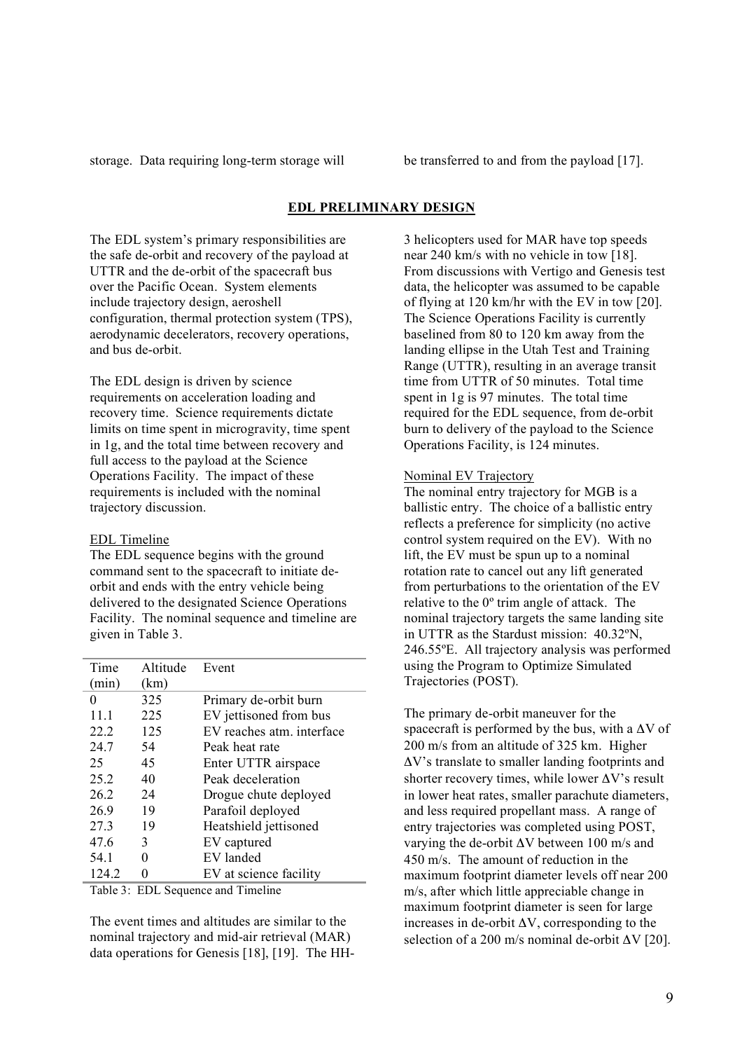storage. Data requiring long-term storage will be transferred to and from the payload [17].

## EDL PRELIMINARY DESIGN

The EDL system's primary responsibilities are the safe de-orbit and recovery of the payload at UTTR and the de-orbit of the spacecraft bus over the Pacific Ocean. System elements include trajectory design, aeroshell configuration, thermal protection system (TPS), aerodynamic decelerators, recovery operations, and bus de-orbit.

The EDL design is driven by science requirements on acceleration loading and recovery time. Science requirements dictate limits on time spent in microgravity, time spent in 1g, and the total time between recovery and full access to the payload at the Science Operations Facility. The impact of these requirements is included with the nominal trajectory discussion.

### EDL Timeline

The EDL sequence begins with the ground command sent to the spacecraft to initiate de-orbit and ends with the entry vehicle being delivered to the designated Science Operations Facility. The nominal sequence and timeline are given in Table 3.

| Time (min) | Altitude (km) | Event |
|---|---|---|
| 0 | 325 | Primary de-orbit burn |
| 11.1 | 225 | EV jettisoned from bus |
| 22.2 | 125 | EV reaches atm. interface |
| 24.7 | 54 | Peak heat rate |
| 25 | 45 | Enter UTTR airspace |
| 25.2 | 40 | Peak deceleration |
| 26.2 | 24 | Drogue chute deployed |
| 26.9 | 19 | Parafoil deployed |
| 27.3 | 19 | Heatshield jettisoned |
| 47.6 | 3 | EV captured |
| 54.1 | 0 | EV landed |
| 124.2 | 0 | EV at science facility |

Table 3: EDL Sequence and Timeline

The event times and altitudes are similar to the nominal trajectory and mid-air retrieval (MAR) data operations for Genesis [18], [19]. The HH-3 helicopters used for MAR have top speeds near 240 km/s with no vehicle in tow [18]. From discussions with Vertigo and Genesis test data, the helicopter was assumed to be capable of flying at 120 km/hr with the EV in tow [20]. The Science Operations Facility is currently baselined from 80 to 120 km away from the landing ellipse in the Utah Test and Training Range (UTTR), resulting in an average transit time from UTTR of 50 minutes. Total time spent in 1g is 97 minutes. The total time required for the EDL sequence, from de-orbit burn to delivery of the payload to the Science Operations Facility, is 124 minutes.

### Nominal EV Trajectory

The nominal entry trajectory for MGB is a ballistic entry. The choice of a ballistic entry reflects a preference for simplicity (no active control system required on the EV). With no lift, the EV must be spun up to a nominal rotation rate to cancel out any lift generated from perturbations to the orientation of the EV relative to the 0º trim angle of attack. The nominal trajectory targets the same landing site in UTTR as the Stardust mission: 40.32ºN, 246.55ºE. All trajectory analysis was performed using the Program to Optimize Simulated Trajectories (POST).

The primary de-orbit maneuver for the spacecraft is performed by the bus, with a $\Delta V$ of 200 m/s from an altitude of 325 km. Higher $\Delta V$'s translate to smaller landing footprints and shorter recovery times, while lower $\Delta V$'s result in lower heat rates, smaller parachute diameters, and less required propellant mass. A range of entry trajectories was completed using POST, varying the de-orbit $\Delta V$ between 100 m/s and 450 m/s. The amount of reduction in the maximum footprint diameter levels off near 200 m/s, after which little appreciable change in maximum footprint diameter is seen for large increases in de-orbit $\Delta V$, corresponding to the selection of a 200 m/s nominal de-orbit $\Delta V$ [20].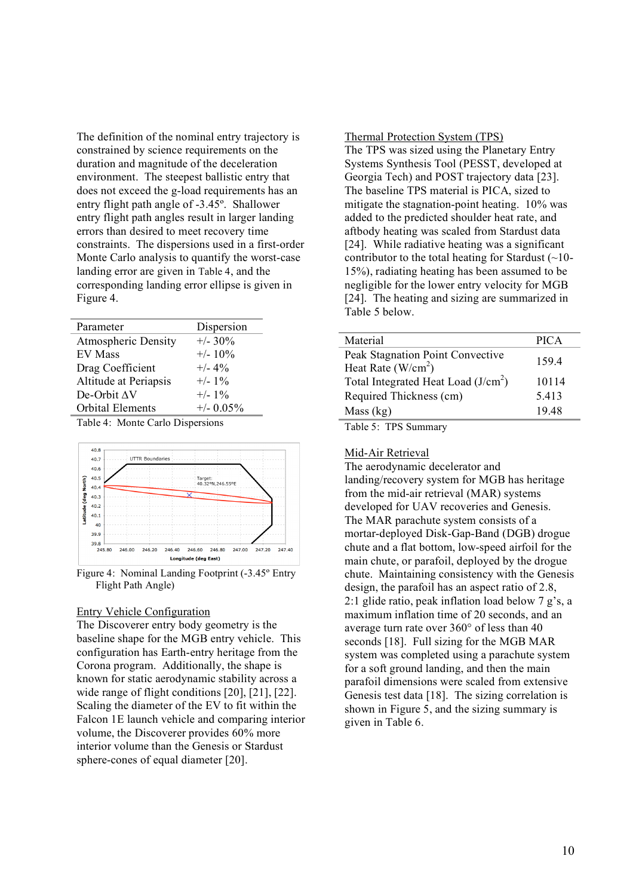The definition of the nominal entry trajectory is constrained by science requirements on the duration and magnitude of the deceleration environment. The steepest ballistic entry that does not exceed the g-load requirements has an entry flight path angle of -3.45º. Shallower entry flight path angles result in larger landing errors than desired to meet recovery time constraints. The dispersions used in a first-order Monte Carlo analysis to quantify the worst-case landing error are given in Table 4, and the corresponding landing error ellipse is given in Figure 4.

| Parameter | Dispersion |
|---|---|
| Atmospheric Density | +/- 30% |
| EV Mass | +/- 10% |
| Drag Coefficient | +/- 4% |
| Altitude at Periapsis | +/- 1% |
| De-Orbit $\Delta V$ | +/- 1% |
| Orbital Elements | +/- 0.05% |

Table 4: Monte Carlo Dispersions

Figure 4: Nominal Landing Footprint (-3.45º Entry Flight Path Angle)

## Entry Vehicle Configuration

The Discoverer entry body geometry is the baseline shape for the MGB entry vehicle. This configuration has Earth-entry heritage from the Corona program. Additionally, the shape is known for static aerodynamic stability across a wide range of flight conditions [20], [21], [22]. Scaling the diameter of the EV to fit within the Falcon 1E launch vehicle and comparing interior volume, the Discoverer provides 60% more interior volume than the Genesis or Stardust sphere-cones of equal diameter [20].

## Thermal Protection System (TPS)

The TPS was sized using the Planetary Entry Systems Synthesis Tool (PESST, developed at Georgia Tech) and POST trajectory data [23]. The baseline TPS material is PICA, sized to mitigate the stagnation-point heating. 10% was added to the predicted shoulder heat rate, and aftbody heating was scaled from Stardust data [24]. While radiative heating was a significant contributor to the total heating for Stardust (~10-15%), radiating heating has been assumed to be negligible for the lower entry velocity for MGB [24]. The heating and sizing are summarized in Table 5 below.

| Material | PICA |
|---|---|
| Peak Stagnation Point Convective Heat Rate (W/cm$^2$) | 159.4 |
| Total Integrated Heat Load (J/cm$^2$) | 10114 |
| Required Thickness (cm) | 5.413 |
| Mass (kg) | 19.48 |

Table 5: TPS Summary

## Mid-Air Retrieval

The aerodynamic decelerator and landing/recovery system for MGB has heritage from the mid-air retrieval (MAR) systems developed for UAV recoveries and Genesis. The MAR parachute system consists of a mortar-deployed Disk-Gap-Band (DGB) drogue chute and a flat bottom, low-speed airfoil for the main chute, or parafoil, deployed by the drogue chute. Maintaining consistency with the Genesis design, the parafoil has an aspect ratio of 2.8, 2:1 glide ratio, peak inflation load below 7 g's, a maximum inflation time of 20 seconds, and an average turn rate over 360° of less than 40 seconds [18]. Full sizing for the MGB MAR system was completed using a parachute system for a soft ground landing, and then the main parafoil dimensions were scaled from extensive Genesis test data [18]. The sizing correlation is shown in Figure 5, and the sizing summary is given in Table 6.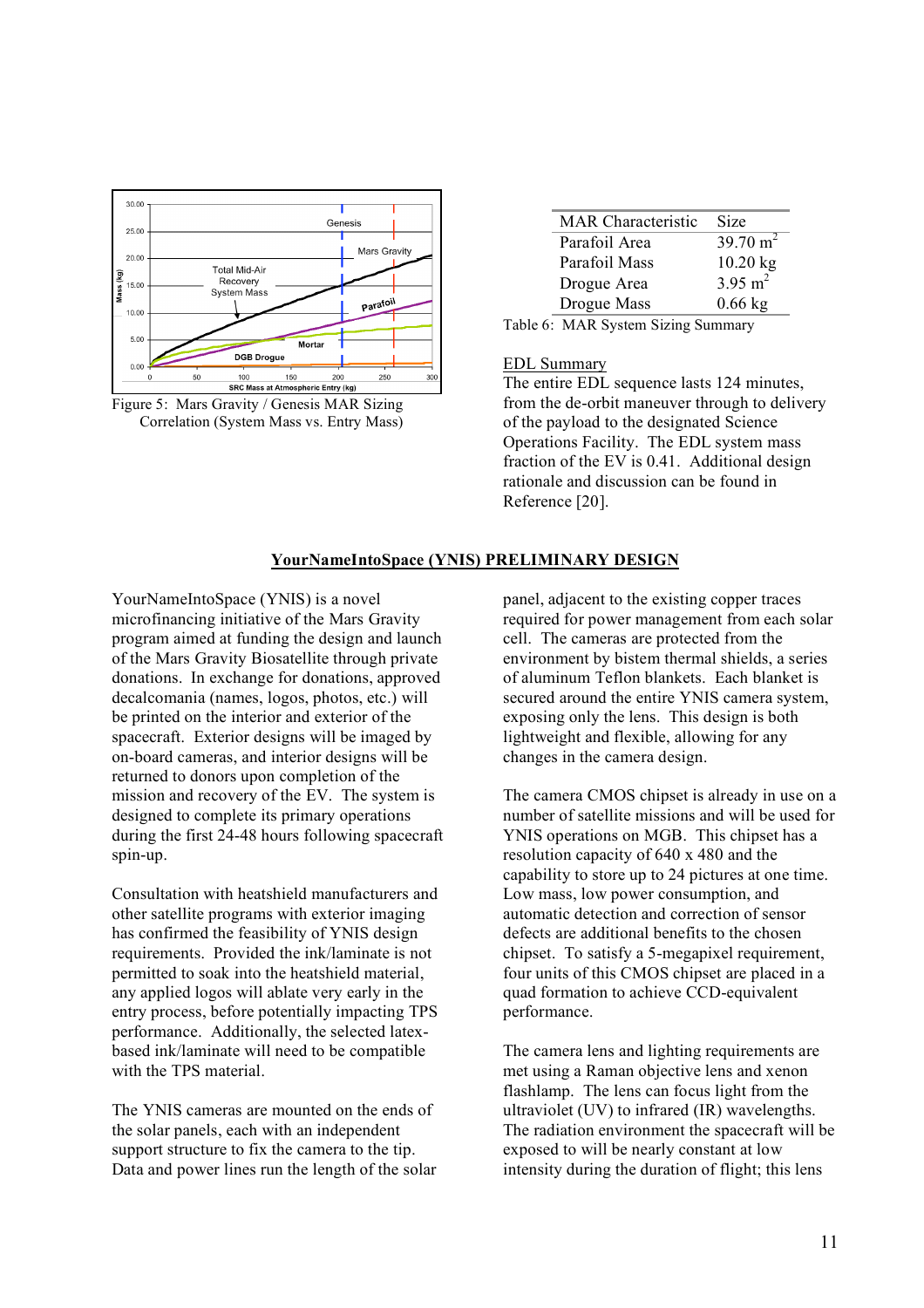Figure 5: Mars Gravity / Genesis MAR Sizing Correlation (System Mass vs. Entry Mass)

| MAR Characteristic | Size |
|---|---|
| Parafoil Area | 39.70 $m^2$ |
| Parafoil Mass | 10.20 kg |
| Drogue Area | 3.95 $m^2$ |
| Drogue Mass | 0.66 kg |

Table 6: MAR System Sizing Summary

EDL Summary

The entire EDL sequence lasts 124 minutes, from the de-orbit maneuver through to delivery of the payload to the designated Science Operations Facility. The EDL system mass fraction of the EV is 0.41. Additional design rationale and discussion can be found in Reference [20].

## YourNameIntoSpace (YNIS) PRELIMINARY DESIGN

YourNameIntoSpace (YNIS) is a novel microfinancing initiative of the Mars Gravity program aimed at funding the design and launch of the Mars Gravity Biosatellite through private donations. In exchange for donations, approved decalcomania (names, logos, photos, etc.) will be printed on the interior and exterior of the spacecraft. Exterior designs will be imaged by on-board cameras, and interior designs will be returned to donors upon completion of the mission and recovery of the EV. The system is designed to complete its primary operations during the first 24-48 hours following spacecraft spin-up.

Consultation with heatshield manufacturers and other satellite programs with exterior imaging has confirmed the feasibility of YNIS design requirements. Provided the ink/laminate is not permitted to soak into the heatshield material, any applied logos will ablate very early in the entry process, before potentially impacting TPS performance. Additionally, the selected latex-based ink/laminate will need to be compatible with the TPS material.

The YNIS cameras are mounted on the ends of the solar panels, each with an independent support structure to fix the camera to the tip. Data and power lines run the length of the solar panel, adjacent to the existing copper traces required for power management from each solar cell. The cameras are protected from the environment by bistem thermal shields, a series of aluminum Teflon blankets. Each blanket is secured around the entire YNIS camera system, exposing only the lens. This design is both lightweight and flexible, allowing for any changes in the camera design.

The camera CMOS chipset is already in use on a number of satellite missions and will be used for YNIS operations on MGB. This chipset has a resolution capacity of 640 x 480 and the capability to store up to 24 pictures at one time. Low mass, low power consumption, and automatic detection and correction of sensor defects are additional benefits to the chosen chipset. To satisfy a 5-megapixel requirement, four units of this CMOS chipset are placed in a quad formation to achieve CCD-equivalent performance.

The camera lens and lighting requirements are met using a Raman objective lens and xenon flashlamp. The lens can focus light from the ultraviolet (UV) to infrared (IR) wavelengths. The radiation environment the spacecraft will be exposed to will be nearly constant at low intensity during the duration of flight; this lens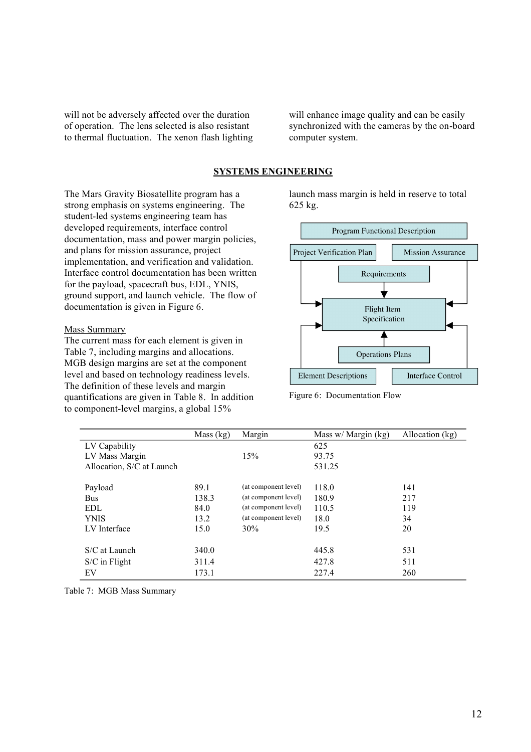will not be adversely affected over the duration of operation. The lens selected is also resistant to thermal fluctuation. The xenon flash lighting will enhance image quality and can be easily synchronized with the cameras by the on-board computer system.

## SYSTEMS ENGINEERING

The Mars Gravity Biosatellite program has a strong emphasis on systems engineering. The student-led systems engineering team has developed requirements, interface control documentation, mass and power margin policies, and plans for mission assurance, project implementation, and verification and validation. Interface control documentation has been written for the payload, spacecraft bus, EDL, YNIS, ground support, and launch vehicle. The flow of documentation is given in Figure 6.

### Mass Summary

The current mass for each element is given in Table 7, including margins and allocations. MGB design margins are set at the component level and based on technology readiness levels. The definition of these levels and margin quantifications are given in Table 8. In addition to component-level margins, a global 15% launch mass margin is held in reserve to total 625 kg.

Program Functional Description

Project Verification Plan | Mission Assurance

Requirements

Flight Item Specification

Operations Plans

Element Descriptions | Interface Control

Figure 6: Documentation Flow

| | Mass (kg) | Margin | Mass w/ Margin (kg) | Allocation (kg) |
|---|---|---|---|---|
| LV Capability | | | 625 | |
| LV Mass Margin | | 15% | 93.75 | |
| Allocation, S/C at Launch | | | 531.25 | |
| | | | | |
| Payload | 89.1 | (at component level) | 118.0 | 141 |
| Bus | 138.3 | (at component level) | 180.9 | 217 |
| EDL | 84.0 | (at component level) | 110.5 | 119 |
| YNIS | 13.2 | (at component level) | 18.0 | 34 |
| LV Interface | 15.0 | 30% | 19.5 | 20 |
| | | | | |
| S/C at Launch | 340.0 | | 445.8 | 531 |
| S/C in Flight | 311.4 | | 427.8 | 511 |
| EV | 173.1 | | 227.4 | 260 |

Table 7: MGB Mass Summary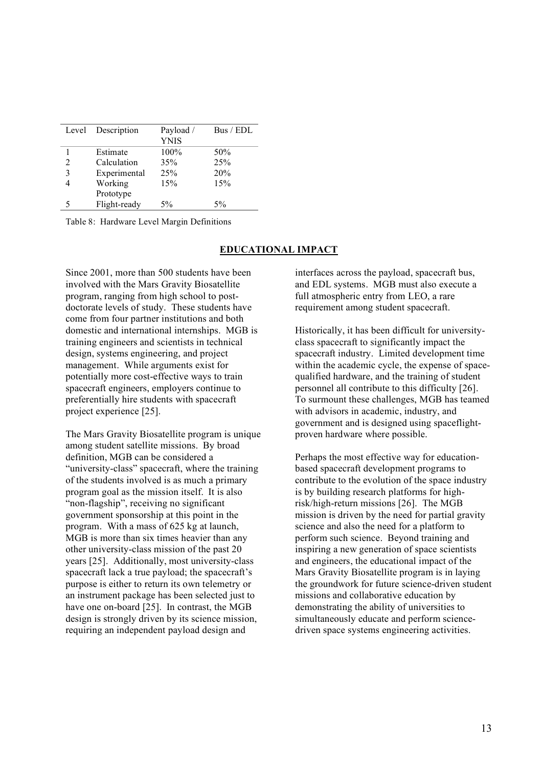| Level | Description | Payload / YNIS | Bus / EDL |
|---|---|---|---|
| 1 | Estimate | 100% | 50% |
| 2 | Calculation | 35% | 25% |
| 3 | Experimental | 25% | 20% |
| 4 | Working Prototype | 15% | 15% |
| 5 | Flight-ready | 5% | 5% |

Table 8: Hardware Level Margin Definitions

## EDUCATIONAL IMPACT

Since 2001, more than 500 students have been involved with the Mars Gravity Biosatellite program, ranging from high school to post-doctorate levels of study. These students have come from four partner institutions and both domestic and international internships. MGB is training engineers and scientists in technical design, systems engineering, and project management. While arguments exist for potentially more cost-effective ways to train spacecraft engineers, employers continue to preferentially hire students with spacecraft project experience [25].

The Mars Gravity Biosatellite program is unique among student satellite missions. By broad definition, MGB can be considered a "university-class" spacecraft, where the training of the students involved is as much a primary program goal as the mission itself. It is also "non-flagship", receiving no significant government sponsorship at this point in the program. With a mass of 625 kg at launch, MGB is more than six times heavier than any other university-class mission of the past 20 years [25]. Additionally, most university-class spacecraft lack a true payload; the spacecraft's purpose is either to return its own telemetry or an instrument package has been selected just to have one on-board [25]. In contrast, the MGB design is strongly driven by its science mission, requiring an independent payload design and interfaces across the payload, spacecraft bus, and EDL systems. MGB must also execute a full atmospheric entry from LEO, a rare requirement among student spacecraft.

Historically, it has been difficult for university-class spacecraft to significantly impact the spacecraft industry. Limited development time within the academic cycle, the expense of space-qualified hardware, and the training of student personnel all contribute to this difficulty [26]. To surmount these challenges, MGB has teamed with advisors in academic, industry, and government and is designed using spaceflight-proven hardware where possible.

Perhaps the most effective way for education-based spacecraft development programs to contribute to the evolution of the space industry is by building research platforms for high-risk/high-return missions [26]. The MGB mission is driven by the need for partial gravity science and also the need for a platform to perform such science. Beyond training and inspiring a new generation of space scientists and engineers, the educational impact of the Mars Gravity Biosatellite program is in laying the groundwork for future science-driven student missions and collaborative education by demonstrating the ability of universities to simultaneously educate and perform science-driven space systems engineering activities.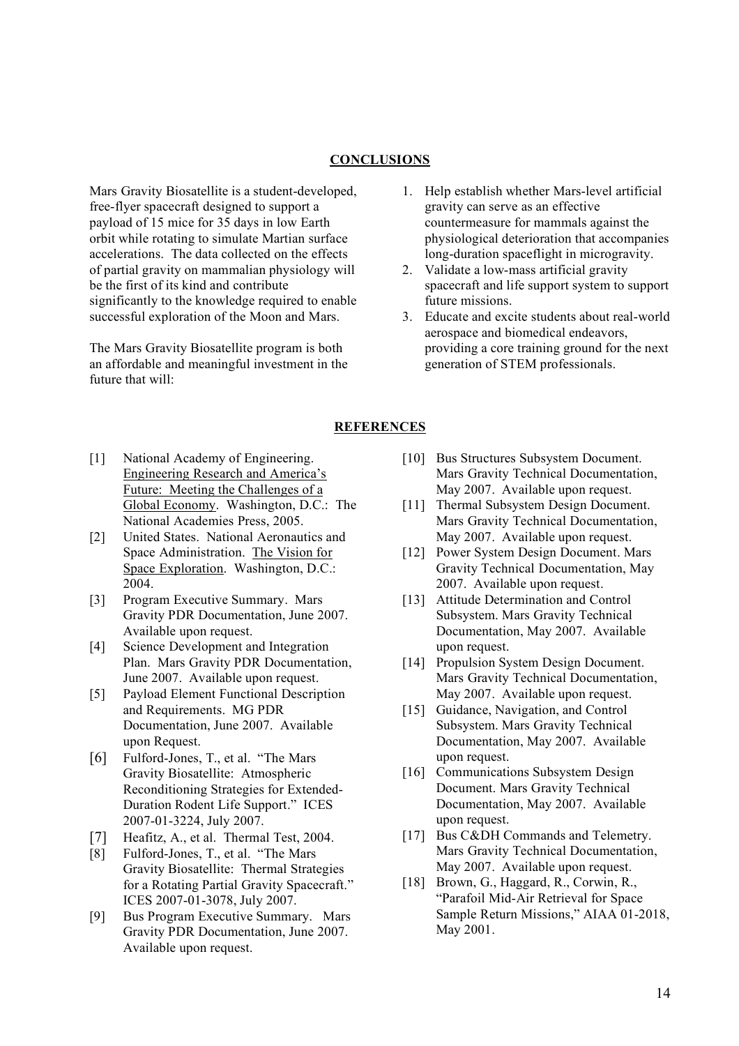## CONCLUSIONS

Mars Gravity Biosatellite is a student-developed, free-flyer spacecraft designed to support a payload of 15 mice for 35 days in low Earth orbit while rotating to simulate Martian surface accelerations. The data collected on the effects of partial gravity on mammalian physiology will be the first of its kind and contribute significantly to the knowledge required to enable successful exploration of the Moon and Mars.

The Mars Gravity Biosatellite program is both an affordable and meaningful investment in the future that will:

1. Help establish whether Mars-level artificial gravity can serve as an effective countermeasure for mammals against the physiological deterioration that accompanies long-duration spaceflight in microgravity.
2. Validate a low-mass artificial gravity spacecraft and life support system to support future missions.
3. Educate and excite students about real-world aerospace and biomedical endeavors, providing a core training ground for the next generation of STEM professionals.

## REFERENCES

[1] National Academy of Engineering. Engineering Research and America's Future: Meeting the Challenges of a Global Economy. Washington, D.C.: The National Academies Press, 2005.

[2] United States. National Aeronautics and Space Administration. The Vision for Space Exploration. Washington, D.C.: 2004.

[3] Program Executive Summary. Mars Gravity PDR Documentation, June 2007. Available upon request.

[4] Science Development and Integration Plan. Mars Gravity PDR Documentation, June 2007. Available upon request.

[5] Payload Element Functional Description and Requirements. MG PDR Documentation, June 2007. Available upon Request.

[6] Fulford-Jones, T., et al. "The Mars Gravity Biosatellite: Atmospheric Reconditioning Strategies for Extended-Duration Rodent Life Support." ICES 2007-01-3224, July 2007.

[7] Heafitz, A., et al. Thermal Test, 2004.

[8] Fulford-Jones, T., et al. "The Mars Gravity Biosatellite: Thermal Strategies for a Rotating Partial Gravity Spacecraft." ICES 2007-01-3078, July 2007.

[9] Bus Program Executive Summary. Mars Gravity PDR Documentation, June 2007. Available upon request.

[10] Bus Structures Subsystem Document. Mars Gravity Technical Documentation, May 2007. Available upon request.

[11] Thermal Subsystem Design Document. Mars Gravity Technical Documentation, May 2007. Available upon request.

[12] Power System Design Document. Mars Gravity Technical Documentation, May 2007. Available upon request.

[13] Attitude Determination and Control Subsystem. Mars Gravity Technical Documentation, May 2007. Available upon request.

[14] Propulsion System Design Document. Mars Gravity Technical Documentation, May 2007. Available upon request.

[15] Guidance, Navigation, and Control Subsystem. Mars Gravity Technical Documentation, May 2007. Available upon request.

[16] Communications Subsystem Design Document. Mars Gravity Technical Documentation, May 2007. Available upon request.

[17] Bus C&DH Commands and Telemetry. Mars Gravity Technical Documentation, May 2007. Available upon request.

[18] Brown, G., Haggard, R., Corwin, R., "Parafoil Mid-Air Retrieval for Space Sample Return Missions," AIAA 01-2018, May 2001.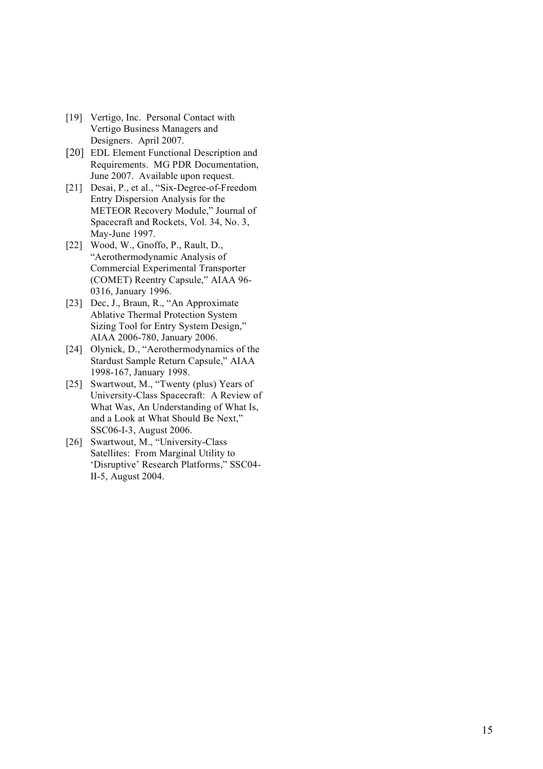[19] Vertigo, Inc. Personal Contact with Vertigo Business Managers and Designers. April 2007.

[20] EDL Element Functional Description and Requirements. MG PDR Documentation, June 2007. Available upon request.

[21] Desai, P., et al., "Six-Degree-of-Freedom Entry Dispersion Analysis for the METEOR Recovery Module," Journal of Spacecraft and Rockets, Vol. 34, No. 3, May-June 1997.

[22] Wood, W., Gnoffo, P., Rault, D., "Aerothermodynamic Analysis of Commercial Experimental Transporter (COMET) Reentry Capsule," AIAA 96-0316, January 1996.

[23] Dec, J., Braun, R., "An Approximate Ablative Thermal Protection System Sizing Tool for Entry System Design," AIAA 2006-780, January 2006.

[24] Olynick, D., "Aerothermodynamics of the Stardust Sample Return Capsule," AIAA 1998-167, January 1998.

[25] Swartwout, M., "Twenty (plus) Years of University-Class Spacecraft: A Review of What Was, An Understanding of What Is, and a Look at What Should Be Next," SSC06-I-3, August 2006.

[26] Swartwout, M., "University-Class Satellites: From Marginal Utility to 'Disruptive' Research Platforms," SSC04-II-5, August 2004.